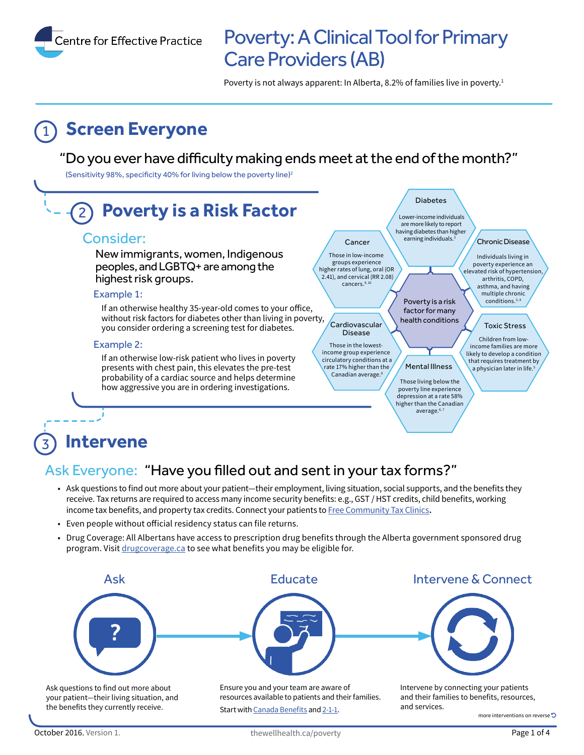Centre for Effective Practice

# Poverty: A Clinical Tool for Primary Care Providers (AB)

Poverty is not always apparent: In Alberta, 8.2% of families live in poverty.[1]

## 1 Screen Everyone

"Do you ever have difficulty making ends meet at the end of the month?"

(Sensitivity 98%, specificity 40% for living below the poverty line)[2]

## 2 Poverty is a Risk Factor

### Consider:

New immigrants, women, Indigenous peoples, and LGBTQ+ are among the highest risk groups.

**Example 1:**

If an otherwise healthy 35-year-old comes to your office, without risk factors for diabetes other than living in poverty, you consider ordering a screening test for diabetes.

**Example 2:**

If an otherwise low-risk patient who lives in poverty presents with chest pain, this elevates the pre-test probability of a cardiac source and helps determine how aggressive you are in ordering investigations.

**Poverty is a risk factor for many health conditions**

- **Diabetes:** Lower-income individuals are more likely to report having diabetes than higher earning individuals.[3]
- **Chronic Disease:** Individuals living in poverty experience an elevated risk of hypertension, arthritis, COPD, asthma, and having multiple chronic conditions.[3,4]
- **Toxic Stress:** Children from low-income families are more likely to develop a condition that requires treatment by a physician later in life.[5]
- **Mental Illness:** Those living below the poverty line experience depression at a rate 58% higher than the Canadian average.[6,7]
- **Cardiovascular Disease:** Those in the lowest-income group experience circulatory conditions at a rate 17% higher than the Canadian average.[8]
- **Cancer:** Those in low-income groups experience higher rates of lung, oral (OR 2.41), and cervical (RR 2.08) cancers.[9,10]

## 3 Intervene

### Ask Everyone: "Have you filled out and sent in your tax forms?"

- Ask questions to find out more about your patient—their employment, living situation, social supports, and the benefits they receive. Tax returns are required to access many income security benefits: e.g., GST / HST credits, child benefits, working income tax benefits, and property tax credits. Connect your patients to Free Community Tax Clinics.
- Even people without official residency status can file returns.
- Drug Coverage: All Albertans have access to prescription drug benefits through the Alberta government sponsored drug program. Visit drugcoverage.ca to see what benefits you may be eligible for.

**Ask**

Ask questions to find out more about your patient—their living situation, and the benefits they currently receive.

**Educate**

Ensure you and your team are aware of resources available to patients and their families.

Start with Canada Benefits and 2-1-1.

**Intervene & Connect**

Intervene by connecting your patients and their families to benefits, resources, and services.

more interventions on reverse

October 2016. Version 1. thewellhealth.ca/poverty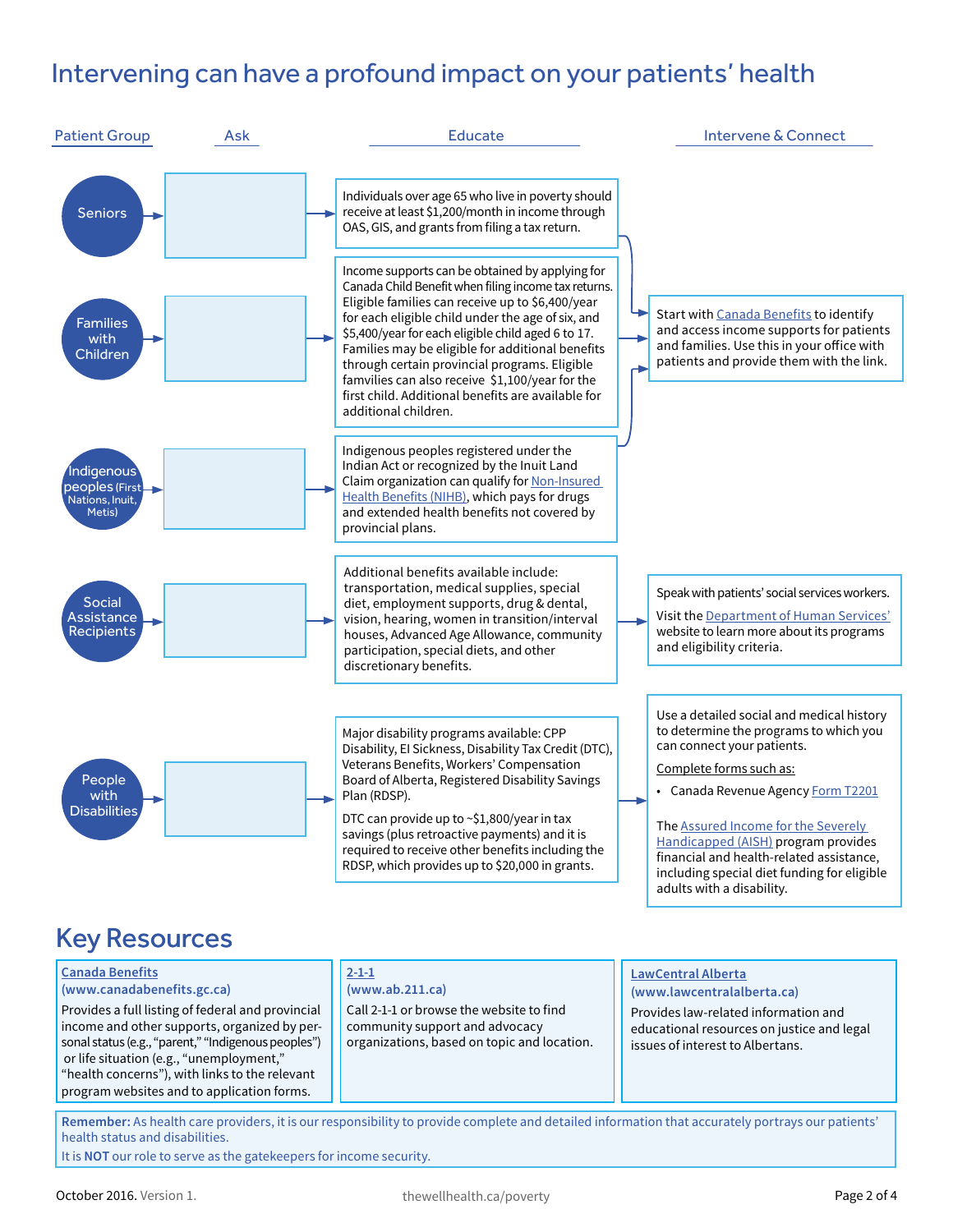# Intervening can have a profound impact on your patients' health

| Patient Group | Ask | Educate | Intervene & Connect |
|---|---|---|---|
| Seniors | | Individuals over age 65 who live in poverty should receive at least $1,200/month in income through OAS, GIS, and grants from filing a tax return. | Start with Canada Benefits to identify and access income supports for patients and families. Use this in your office with patients and provide them with the link. |
| Families with Children | | Income supports can be obtained by applying for Canada Child Benefit when filing income tax returns. Eligible families can receive up to $6,400/year for each eligible child under the age of six, and $5,400/year for each eligible child aged 6 to 17. Families may be eligible for additional benefits through certain provincial programs. Eligible famvilies can also receive $1,100/year for the first child. Additional benefits are available for additional children. | Start with Canada Benefits to identify and access income supports for patients and families. Use this in your office with patients and provide them with the link. |
| Indigenous peoples (First Nations, Inuit, Metis) | | Indigenous peoples registered under the Indian Act or recognized by the Inuit Land Claim organization can qualify for Non-Insured Health Benefits (NIHB), which pays for drugs and extended health benefits not covered by provincial plans. | Start with Canada Benefits to identify and access income supports for patients and families. Use this in your office with patients and provide them with the link. |
| Social Assistance Recipients | | Additional benefits available include: transportation, medical supplies, special diet, employment supports, drug & dental, vision, hearing, women in transition/interval houses, Advanced Age Allowance, community participation, special diets, and other discretionary benefits. | Speak with patients' social services workers.<br>Visit the Department of Human Services' website to learn more about its programs and eligibility criteria. |
| People with Disabilities | | Major disability programs available: CPP Disability, EI Sickness, Disability Tax Credit (DTC), Veterans Benefits, Workers' Compensation Board of Alberta, Registered Disability Savings Plan (RDSP).<br>DTC can provide up to ~$1,800/year in tax savings (plus retroactive payments) and it is required to receive other benefits including the RDSP, which provides up to $20,000 in grants. | Use a detailed social and medical history to determine the programs to which you can connect your patients.<br>Complete forms such as:<br>• Canada Revenue Agency Form T2201<br>The Assured Income for the Severely Handicapped (AISH) program provides financial and health-related assistance, including special diet funding for eligible adults with a disability. |

# Key Resources

**Canada Benefits**
**(www.canadabenefits.gc.ca)**
Provides a full listing of federal and provincial income and other supports, organized by personal status (e.g., "parent," "Indigenous peoples") or life situation (e.g., "unemployment," "health concerns"), with links to the relevant program websites and to application forms.

**2-1-1**
**(www.ab.211.ca)**
Call 2-1-1 or browse the website to find community support and advocacy organizations, based on topic and location.

**LawCentral Alberta**
**(www.lawcentralalberta.ca)**
Provides law-related information and educational resources on justice and legal issues of interest to Albertans.

**Remember:** As health care providers, it is our responsibility to provide complete and detailed information that accurately portrays our patients' health status and disabilities.
It is **NOT** our role to serve as the gatekeepers for income security.

October 2016. Version 1. thewellhealth.ca/poverty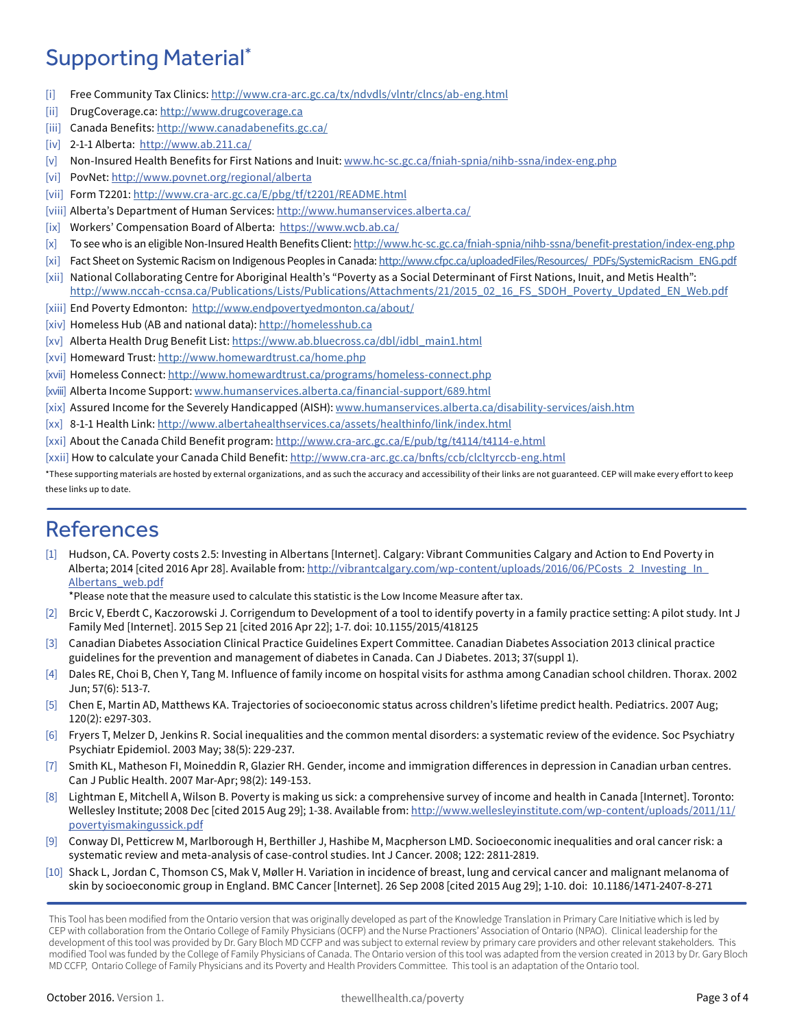# Supporting Material*

- [i] Free Community Tax Clinics: http://www.cra-arc.gc.ca/tx/ndvdls/vlntr/clncs/ab-eng.html
- [ii] DrugCoverage.ca: http://www.drugcoverage.ca
- [iii] Canada Benefits: http://www.canadabenefits.gc.ca/
- [iv] 2-1-1 Alberta: http://www.ab.211.ca/
- [v] Non-Insured Health Benefits for First Nations and Inuit: www.hc-sc.gc.ca/fniah-spnia/nihb-ssna/index-eng.php
- [vi] PovNet: http://www.povnet.org/regional/alberta
- [vii] Form T2201: http://www.cra-arc.gc.ca/E/pbg/tf/t2201/README.html
- [viii] Alberta's Department of Human Services: http://www.humanservices.alberta.ca/
- [ix] Workers' Compensation Board of Alberta: https://www.wcb.ab.ca/
- [x] To see who is an eligible Non-Insured Health Benefits Client: http://www.hc-sc.gc.ca/fniah-spnia/nihb-ssna/benefit-prestation/index-eng.php
- [xi] Fact Sheet on Systemic Racism on Indigenous Peoples in Canada: http://www.cfpc.ca/uploadedFiles/Resources/_PDFs/SystemicRacism_ENG.pdf
- [xii] National Collaborating Centre for Aboriginal Health's "Poverty as a Social Determinant of First Nations, Inuit, and Metis Health": http://www.nccah-ccnsa.ca/Publications/Lists/Publications/Attachments/21/2015_02_16_FS_SDOH_Poverty_Updated_EN_Web.pdf
- [xiii] End Poverty Edmonton: http://www.endpovertyedmonton.ca/about/
- [xiv] Homeless Hub (AB and national data): http://homelesshub.ca
- [xv] Alberta Health Drug Benefit List: https://www.ab.bluecross.ca/dbl/idbl_main1.html
- [xvi] Homeward Trust: http://www.homewardtrust.ca/home.php
- [xvii] Homeless Connect: http://www.homewardtrust.ca/programs/homeless-connect.php
- [xviii] Alberta Income Support: www.humanservices.alberta.ca/financial-support/689.html
- [xix] Assured Income for the Severely Handicapped (AISH): www.humanservices.alberta.ca/disability-services/aish.htm
- [xx] 8-1-1 Health Link: http://www.albertahealthservices.ca/assets/healthinfo/link/index.html
- [xxi] About the Canada Child Benefit program: http://www.cra-arc.gc.ca/E/pub/tg/t4114/t4114-e.html
- [xxii] How to calculate your Canada Child Benefit: http://www.cra-arc.gc.ca/bnfts/ccb/clcltyrccb-eng.html

*These supporting materials are hosted by external organizations, and as such the accuracy and accessibility of their links are not guaranteed. CEP will make every effort to keep these links up to date.

# References

[1] Hudson, CA. Poverty costs 2.5: Investing in Albertans [Internet]. Calgary: Vibrant Communities Calgary and Action to End Poverty in Alberta; 2014 [cited 2016 Apr 28]. Available from: http://vibrantcalgary.com/wp-content/uploads/2016/06/PCosts_2_Investing_In_Albertans_web.pdf
*Please note that the measure used to calculate this statistic is the Low Income Measure after tax.

[2] Brcic V, Eberdt C, Kaczorowski J. Corrigendum to Development of a tool to identify poverty in a family practice setting: A pilot study. Int J Family Med [Internet]. 2015 Sep 21 [cited 2016 Apr 22]; 1-7. doi: 10.1155/2015/418125

[3] Canadian Diabetes Association Clinical Practice Guidelines Expert Committee. Canadian Diabetes Association 2013 clinical practice guidelines for the prevention and management of diabetes in Canada. Can J Diabetes. 2013; 37(suppl 1).

[4] Dales RE, Choi B, Chen Y, Tang M. Influence of family income on hospital visits for asthma among Canadian school children. Thorax. 2002 Jun; 57(6): 513-7.

[5] Chen E, Martin AD, Matthews KA. Trajectories of socioeconomic status across children's lifetime predict health. Pediatrics. 2007 Aug; 120(2): e297-303.

[6] Fryers T, Melzer D, Jenkins R. Social inequalities and the common mental disorders: a systematic review of the evidence. Soc Psychiatry Psychiatr Epidemiol. 2003 May; 38(5): 229-237.

[7] Smith KL, Matheson FI, Moineddin R, Glazier RH. Gender, income and immigration differences in depression in Canadian urban centres. Can J Public Health. 2007 Mar-Apr; 98(2): 149-153.

[8] Lightman E, Mitchell A, Wilson B. Poverty is making us sick: a comprehensive survey of income and health in Canada [Internet]. Toronto: Wellesley Institute; 2008 Dec [cited 2015 Aug 29]; 1-38. Available from: http://www.wellesleyinstitute.com/wp-content/uploads/2011/11/povertyismakingussick.pdf

[9] Conway DI, Petticrew M, Marlborough H, Berthiller J, Hashibe M, Macpherson LMD. Socioeconomic inequalities and oral cancer risk: a systematic review and meta-analysis of case-control studies. Int J Cancer. 2008; 122: 2811-2819.

[10] Shack L, Jordan C, Thomson CS, Mak V, Møller H. Variation in incidence of breast, lung and cervical cancer and malignant melanoma of skin by socioeconomic group in England. BMC Cancer [Internet]. 26 Sep 2008 [cited 2015 Aug 29]; 1-10. doi: 10.1186/1471-2407-8-271

This Tool has been modified from the Ontario version that was originally developed as part of the Knowledge Translation in Primary Care Initiative which is led by CEP with collaboration from the Ontario College of Family Physicians (OCFP) and the Nurse Practioners' Association of Ontario (NPAO). Clinical leadership for the development of this tool was provided by Dr. Gary Bloch MD CCFP and was subject to external review by primary care providers and other relevant stakeholders. This modified Tool was funded by the College of Family Physicians of Canada. The Ontario version of this tool was adapted from the version created in 2013 by Dr. Gary Bloch MD CCFP, Ontario College of Family Physicians and its Poverty and Health Providers Committee. This tool is an adaptation of the Ontario tool.

October 2016. Version 1. thewellhealth.ca/poverty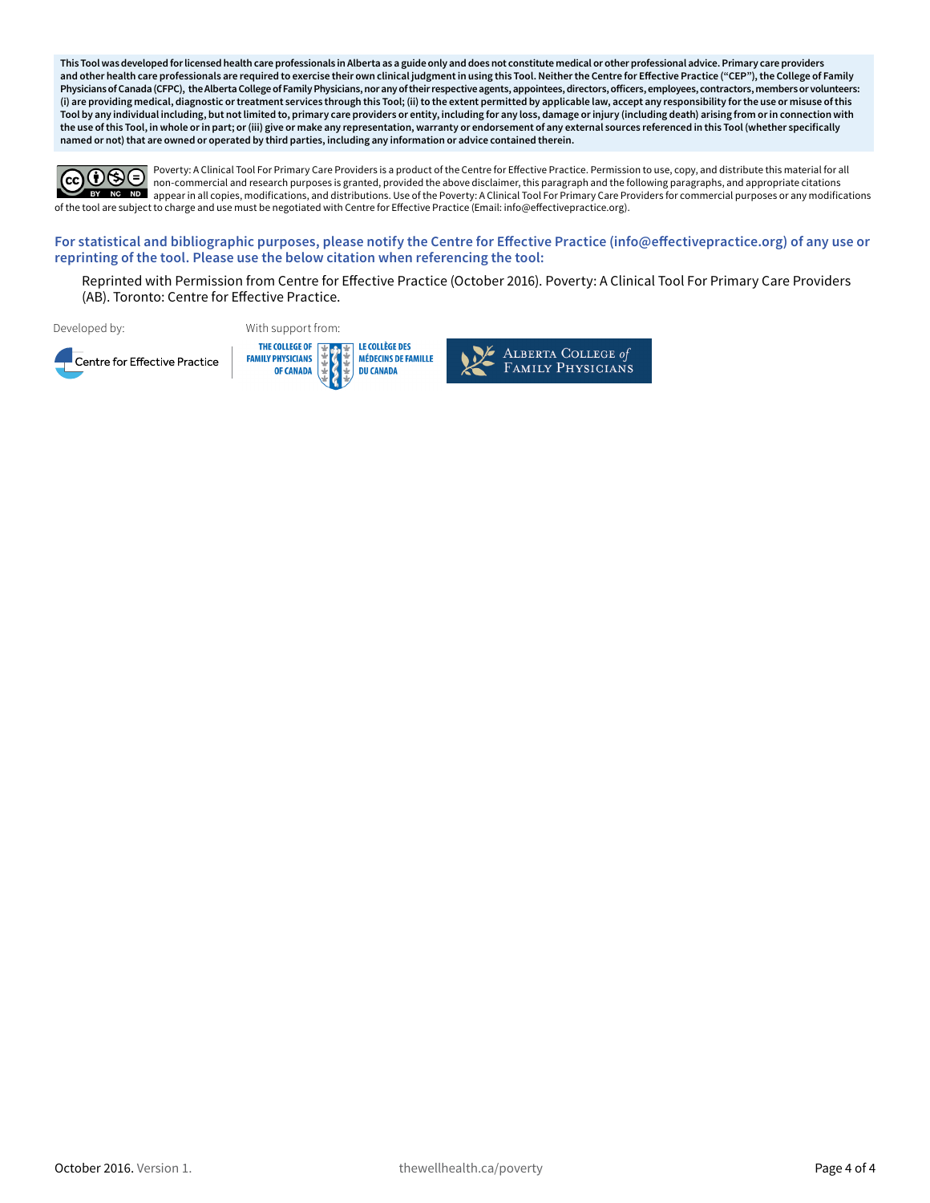**This Tool was developed for licensed health care professionals in Alberta as a guide only and does not constitute medical or other professional advice. Primary care providers and other health care professionals are required to exercise their own clinical judgment in using this Tool. Neither the Centre for Effective Practice ("CEP"), the College of Family Physicians of Canada (CFPC), the Alberta College of Family Physicians, nor any of their respective agents, appointees, directors, officers, employees, contractors, members or volunteers: (i) are providing medical, diagnostic or treatment services through this Tool; (ii) to the extent permitted by applicable law, accept any responsibility for the use or misuse of this Tool by any individual including, but not limited to, primary care providers or entity, including for any loss, damage or injury (including death) arising from or in connection with the use of this Tool, in whole or in part; or (iii) give or make any representation, warranty or endorsement of any external sources referenced in this Tool (whether specifically named or not) that are owned or operated by third parties, including any information or advice contained therein.**

Poverty: A Clinical Tool For Primary Care Providers is a product of the Centre for Effective Practice. Permission to use, copy, and distribute this material for all non-commercial and research purposes is granted, provided the above disclaimer, this paragraph and the following paragraphs, and appropriate citations appear in all copies, modifications, and distributions. Use of the Poverty: A Clinical Tool For Primary Care Providers for commercial purposes or any modifications of the tool are subject to charge and use must be negotiated with Centre for Effective Practice (Email: info@effectivepractice.org).

**For statistical and bibliographic purposes, please notify the Centre for Effective Practice (info@effectivepractice.org) of any use or reprinting of the tool. Please use the below citation when referencing the tool:**

Reprinted with Permission from Centre for Effective Practice (October 2016). Poverty: A Clinical Tool For Primary Care Providers (AB). Toronto: Centre for Effective Practice.

Developed by: Centre for Effective Practice

With support from: The College of Family Physicians of Canada / Le Collège des médecins de famille du Canada; Alberta College of Family Physicians

October 2016. Version 1. thewellhealth.ca/poverty